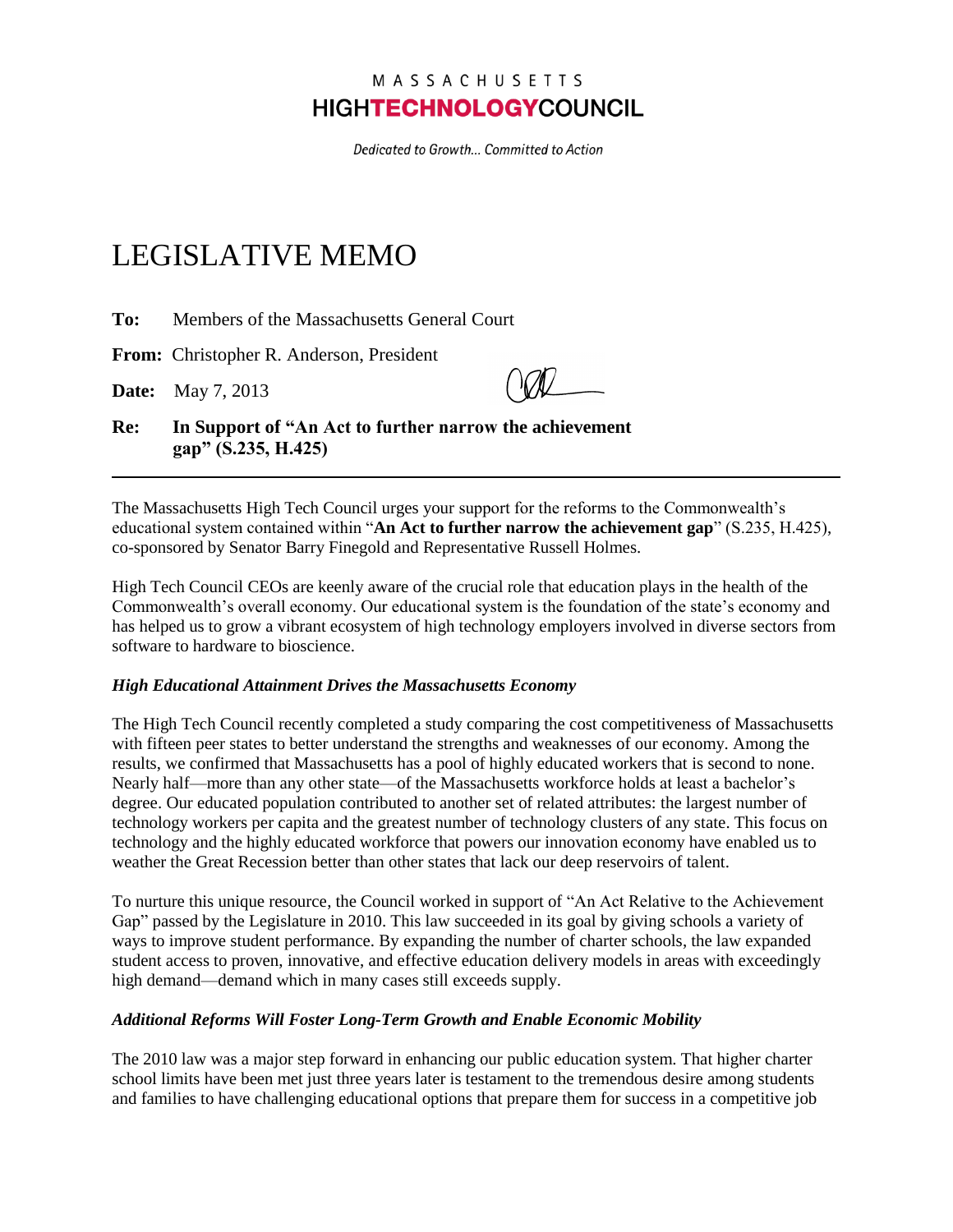MASSACHUSETTS
**HIGHTECHNOLOGYCOUNCIL**

*Dedicated to Growth... Committed to Action*

# LEGISLATIVE MEMO

**To:** Members of the Massachusetts General Court

**From:** Christopher R. Anderson, President

**Date:** May 7, 2013

**Re: In Support of "An Act to further narrow the achievement gap" (S.235, H.425)**

---

The Massachusetts High Tech Council urges your support for the reforms to the Commonwealth's educational system contained within "**An Act to further narrow the achievement gap**" (S.235, H.425), co-sponsored by Senator Barry Finegold and Representative Russell Holmes.

High Tech Council CEOs are keenly aware of the crucial role that education plays in the health of the Commonwealth's overall economy. Our educational system is the foundation of the state's economy and has helped us to grow a vibrant ecosystem of high technology employers involved in diverse sectors from software to hardware to bioscience.

***High Educational Attainment Drives the Massachusetts Economy***

The High Tech Council recently completed a study comparing the cost competitiveness of Massachusetts with fifteen peer states to better understand the strengths and weaknesses of our economy. Among the results, we confirmed that Massachusetts has a pool of highly educated workers that is second to none. Nearly half—more than any other state—of the Massachusetts workforce holds at least a bachelor's degree. Our educated population contributed to another set of related attributes: the largest number of technology workers per capita and the greatest number of technology clusters of any state. This focus on technology and the highly educated workforce that powers our innovation economy have enabled us to weather the Great Recession better than other states that lack our deep reservoirs of talent.

To nurture this unique resource, the Council worked in support of "An Act Relative to the Achievement Gap" passed by the Legislature in 2010. This law succeeded in its goal by giving schools a variety of ways to improve student performance. By expanding the number of charter schools, the law expanded student access to proven, innovative, and effective education delivery models in areas with exceedingly high demand—demand which in many cases still exceeds supply.

***Additional Reforms Will Foster Long-Term Growth and Enable Economic Mobility***

The 2010 law was a major step forward in enhancing our public education system. That higher charter school limits have been met just three years later is testament to the tremendous desire among students and families to have challenging educational options that prepare them for success in a competitive job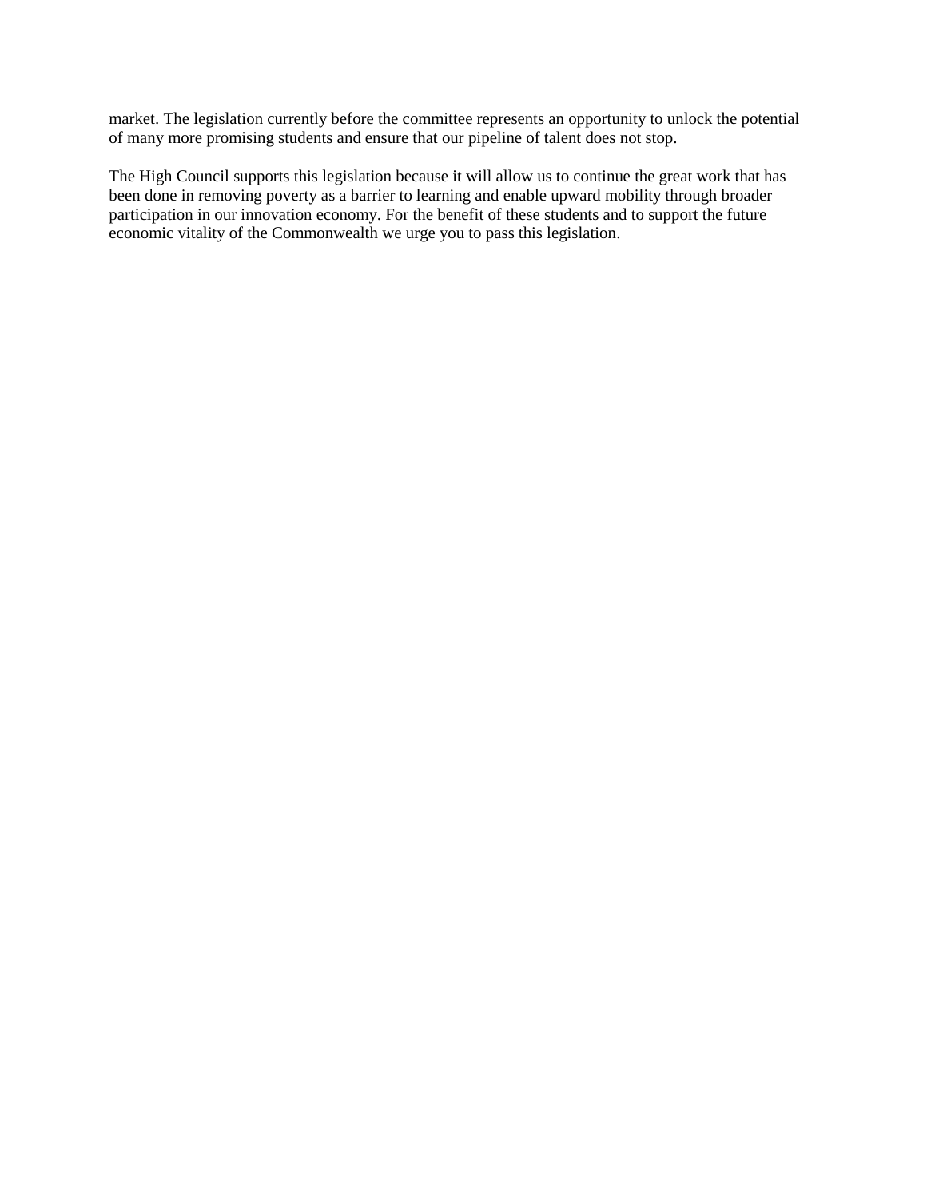market. The legislation currently before the committee represents an opportunity to unlock the potential of many more promising students and ensure that our pipeline of talent does not stop.

The High Council supports this legislation because it will allow us to continue the great work that has been done in removing poverty as a barrier to learning and enable upward mobility through broader participation in our innovation economy. For the benefit of these students and to support the future economic vitality of the Commonwealth we urge you to pass this legislation.